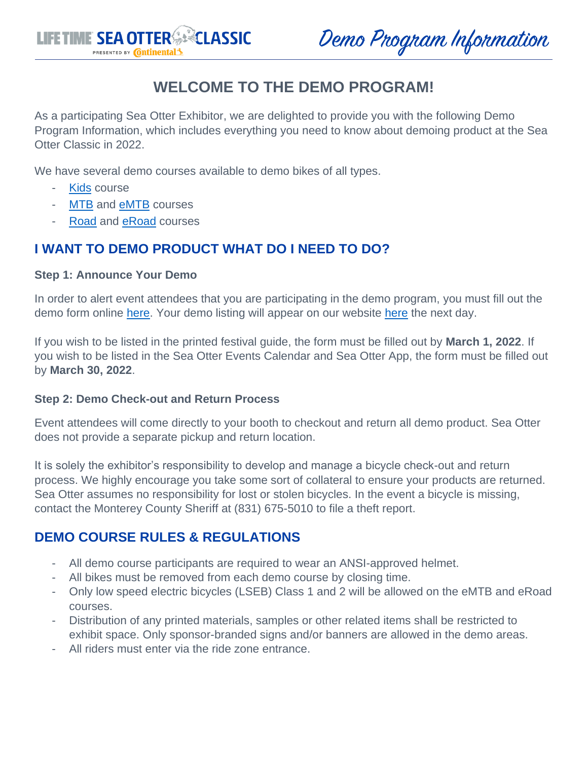# WELCOME TO THE DEMO PROGRAM!

As a participating Sea Otter Exhibitor, we are delighted to provide you with the following Demo Program Information, which includes everything you need to know about demoing product at the Sea Otter Classic in 2022.

We have several demo courses available to demo bikes of all types.

- Kids course
- MTB and eMTB courses
- Road and eRoad courses

## I WANT TO DEMO PRODUCT WHAT DO I NEED TO DO?

### Step 1: Announce Your Demo

In order to alert event attendees that you are participating in the demo program, you must fill out the demo form online here. Your demo listing will appear on our website here the next day.

If you wish to be listed in the printed festival guide, the form must be filled out by **March 1, 2022**. If you wish to be listed in the Sea Otter Events Calendar and Sea Otter App, the form must be filled out by **March 30, 2022**.

### Step 2: Demo Check-out and Return Process

Event attendees will come directly to your booth to checkout and return all demo product. Sea Otter does not provide a separate pickup and return location.

It is solely the exhibitor's responsibility to develop and manage a bicycle check-out and return process. We highly encourage you take some sort of collateral to ensure your products are returned. Sea Otter assumes no responsibility for lost or stolen bicycles. In the event a bicycle is missing, contact the Monterey County Sheriff at (831) 675-5010 to file a theft report.

## DEMO COURSE RULES & REGULATIONS

- All demo course participants are required to wear an ANSI-approved helmet.
- All bikes must be removed from each demo course by closing time.
- Only low speed electric bicycles (LSEB) Class 1 and 2 will be allowed on the eMTB and eRoad courses.
- Distribution of any printed materials, samples or other related items shall be restricted to exhibit space. Only sponsor-branded signs and/or banners are allowed in the demo areas.
- All riders must enter via the ride zone entrance.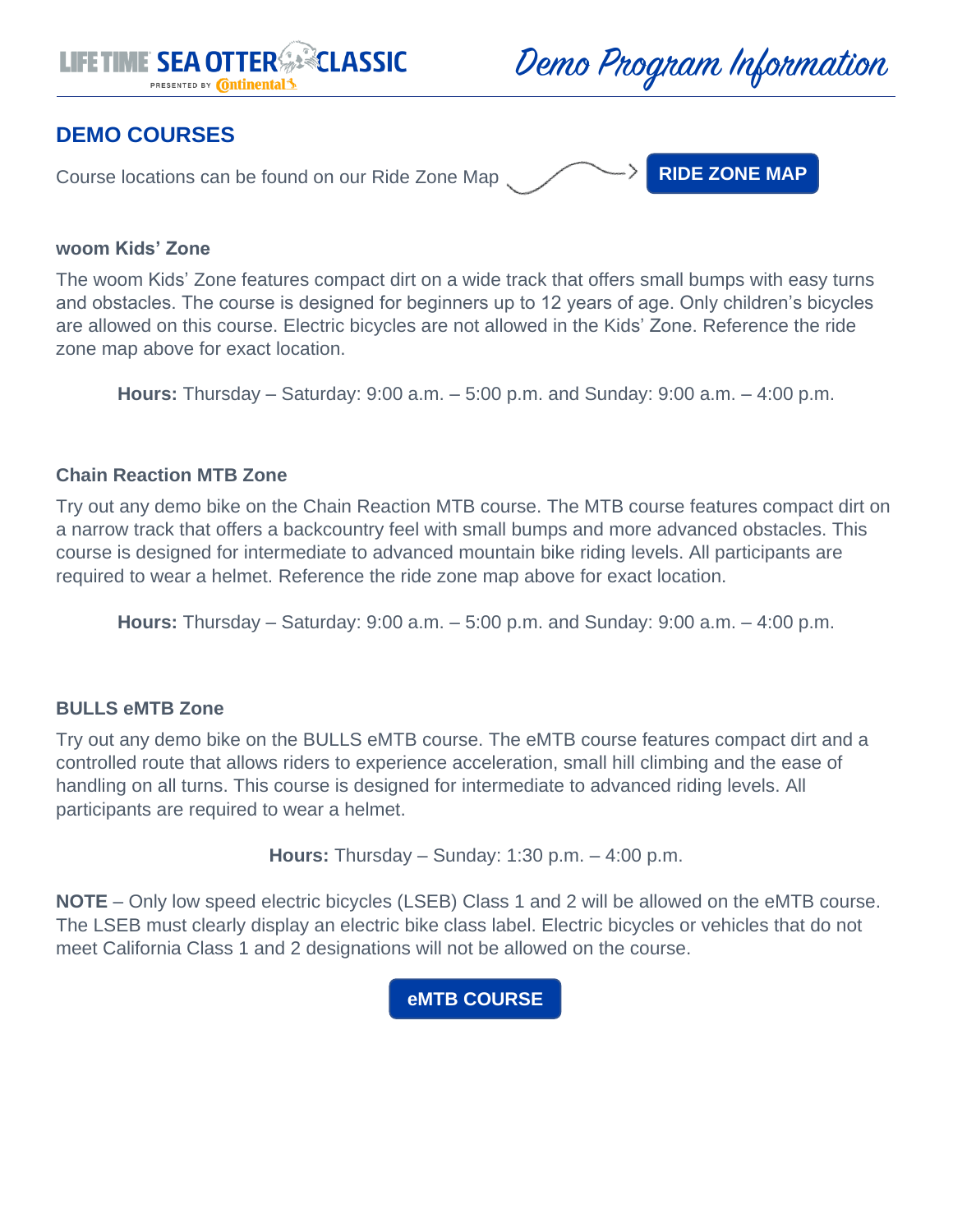## DEMO COURSES

Course locations can be found on our Ride Zone Map → **RIDE ZONE MAP**

### woom Kids' Zone

The woom Kids' Zone features compact dirt on a wide track that offers small bumps with easy turns and obstacles. The course is designed for beginners up to 12 years of age. Only children's bicycles are allowed on this course. Electric bicycles are not allowed in the Kids' Zone. Reference the ride zone map above for exact location.

**Hours:** Thursday – Saturday: 9:00 a.m. – 5:00 p.m. and Sunday: 9:00 a.m. – 4:00 p.m.

### Chain Reaction MTB Zone

Try out any demo bike on the Chain Reaction MTB course. The MTB course features compact dirt on a narrow track that offers a backcountry feel with small bumps and more advanced obstacles. This course is designed for intermediate to advanced mountain bike riding levels. All participants are required to wear a helmet. Reference the ride zone map above for exact location.

**Hours:** Thursday – Saturday: 9:00 a.m. – 5:00 p.m. and Sunday: 9:00 a.m. – 4:00 p.m.

### BULLS eMTB Zone

Try out any demo bike on the BULLS eMTB course. The eMTB course features compact dirt and a controlled route that allows riders to experience acceleration, small hill climbing and the ease of handling on all turns. This course is designed for intermediate to advanced riding levels. All participants are required to wear a helmet.

**Hours:** Thursday – Sunday: 1:30 p.m. – 4:00 p.m.

**NOTE** – Only low speed electric bicycles (LSEB) Class 1 and 2 will be allowed on the eMTB course. The LSEB must clearly display an electric bike class label. Electric bicycles or vehicles that do not meet California Class 1 and 2 designations will not be allowed on the course.

**eMTB COURSE**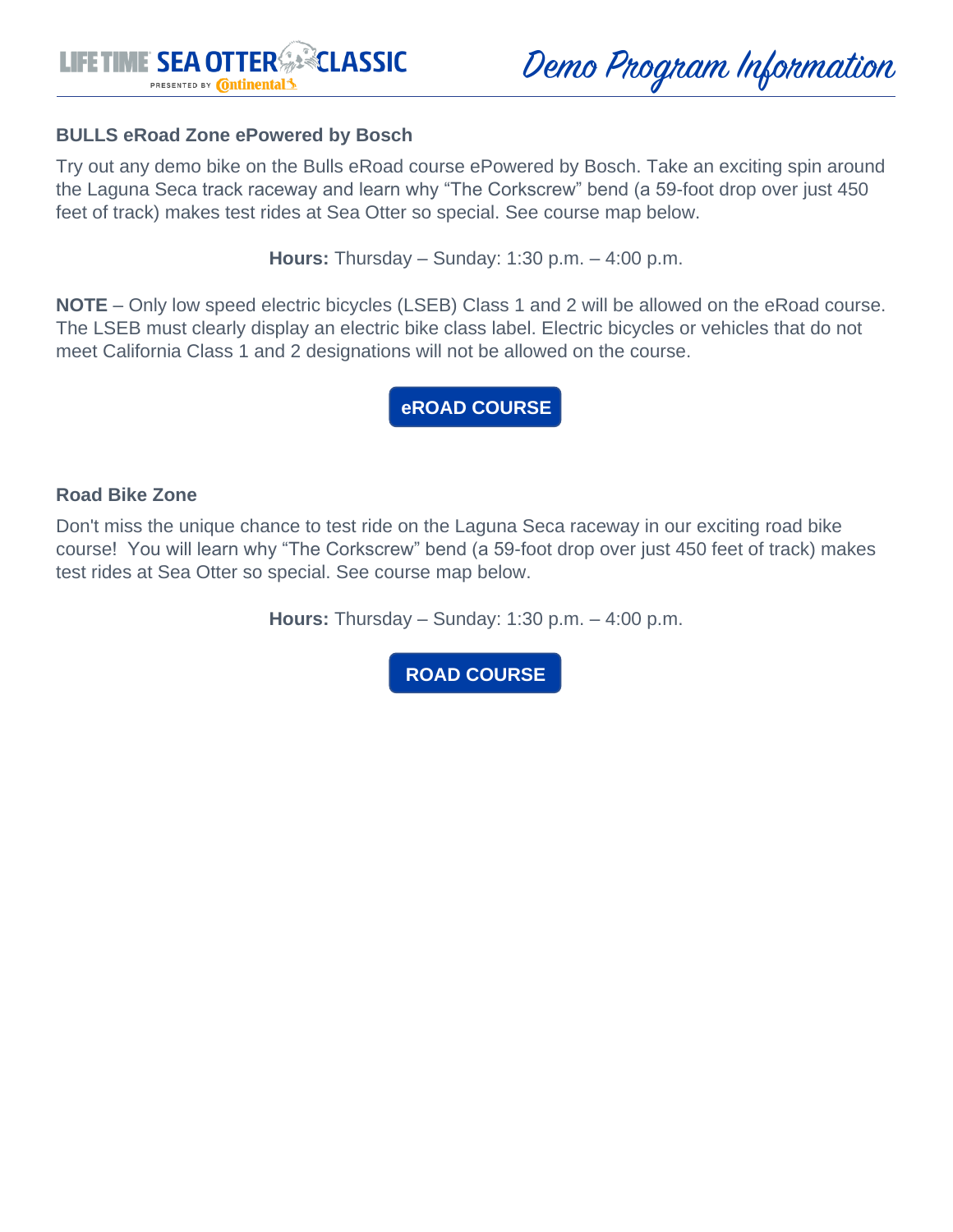### BULLS eRoad Zone ePowered by Bosch

Try out any demo bike on the Bulls eRoad course ePowered by Bosch. Take an exciting spin around the Laguna Seca track raceway and learn why "The Corkscrew" bend (a 59-foot drop over just 450 feet of track) makes test rides at Sea Otter so special. See course map below.

**Hours:** Thursday – Sunday: 1:30 p.m. – 4:00 p.m.

**NOTE** – Only low speed electric bicycles (LSEB) Class 1 and 2 will be allowed on the eRoad course. The LSEB must clearly display an electric bike class label. Electric bicycles or vehicles that do not meet California Class 1 and 2 designations will not be allowed on the course.

**eROAD COURSE**

### Road Bike Zone

Don't miss the unique chance to test ride on the Laguna Seca raceway in our exciting road bike course! You will learn why "The Corkscrew" bend (a 59-foot drop over just 450 feet of track) makes test rides at Sea Otter so special. See course map below.

**Hours:** Thursday – Sunday: 1:30 p.m. – 4:00 p.m.

**ROAD COURSE**